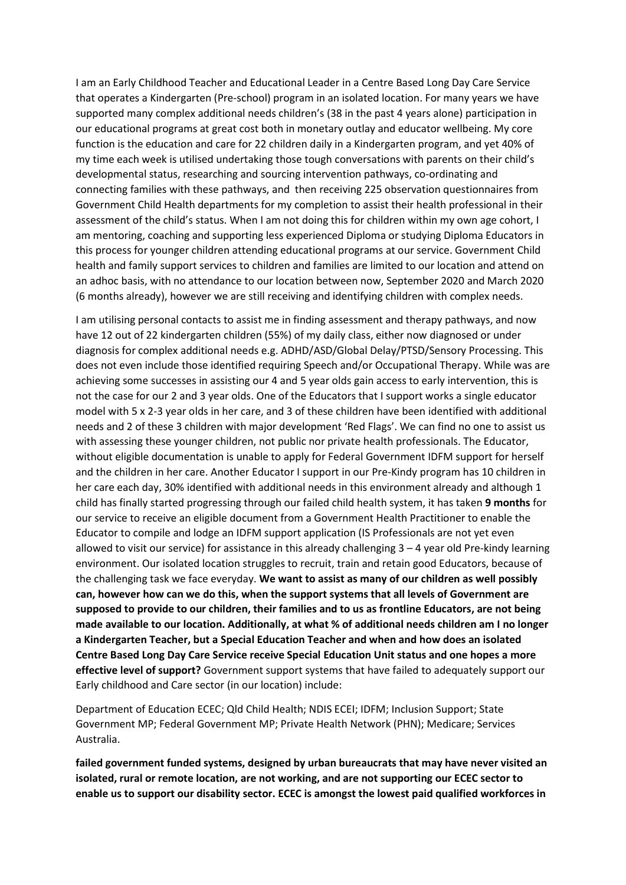I am an Early Childhood Teacher and Educational Leader in a Centre Based Long Day Care Service that operates a Kindergarten (Pre-school) program in an isolated location. For many years we have supported many complex additional needs children's (38 in the past 4 years alone) participation in our educational programs at great cost both in monetary outlay and educator wellbeing. My core function is the education and care for 22 children daily in a Kindergarten program, and yet 40% of my time each week is utilised undertaking those tough conversations with parents on their child's developmental status, researching and sourcing intervention pathways, co-ordinating and connecting families with these pathways, and then receiving 225 observation questionnaires from Government Child Health departments for my completion to assist their health professional in their assessment of the child's status. When I am not doing this for children within my own age cohort, I am mentoring, coaching and supporting less experienced Diploma or studying Diploma Educators in this process for younger children attending educational programs at our service. Government Child health and family support services to children and families are limited to our location and attend on an adhoc basis, with no attendance to our location between now, September 2020 and March 2020 (6 months already), however we are still receiving and identifying children with complex needs.

I am utilising personal contacts to assist me in finding assessment and therapy pathways, and now have 12 out of 22 kindergarten children (55%) of my daily class, either now diagnosed or under diagnosis for complex additional needs e.g. ADHD/ASD/Global Delay/PTSD/Sensory Processing. This does not even include those identified requiring Speech and/or Occupational Therapy. While was are achieving some successes in assisting our 4 and 5 year olds gain access to early intervention, this is not the case for our 2 and 3 year olds. One of the Educators that I support works a single educator model with 5 x 2-3 year olds in her care, and 3 of these children have been identified with additional needs and 2 of these 3 children with major development 'Red Flags'. We can find no one to assist us with assessing these younger children, not public nor private health professionals. The Educator, without eligible documentation is unable to apply for Federal Government IDFM support for herself and the children in her care. Another Educator I support in our Pre-Kindy program has 10 children in her care each day, 30% identified with additional needs in this environment already and although 1 child has finally started progressing through our failed child health system, it has taken **9 months** for our service to receive an eligible document from a Government Health Practitioner to enable the Educator to compile and lodge an IDFM support application (IS Professionals are not yet even allowed to visit our service) for assistance in this already challenging 3 – 4 year old Pre-kindy learning environment. Our isolated location struggles to recruit, train and retain good Educators, because of the challenging task we face everyday. **We want to assist as many of our children as well possibly can, however how can we do this, when the support systems that all levels of Government are supposed to provide to our children, their families and to us as frontline Educators, are not being made available to our location. Additionally, at what % of additional needs children am I no longer a Kindergarten Teacher, but a Special Education Teacher and when and how does an isolated Centre Based Long Day Care Service receive Special Education Unit status and one hopes a more effective level of support?** Government support systems that have failed to adequately support our Early childhood and Care sector (in our location) include:

Department of Education ECEC; Qld Child Health; NDIS ECEI; IDFM; Inclusion Support; State Government MP; Federal Government MP; Private Health Network (PHN); Medicare; Services Australia.

**failed government funded systems, designed by urban bureaucrats that may have never visited an isolated, rural or remote location, are not working, and are not supporting our ECEC sector to enable us to support our disability sector. ECEC is amongst the lowest paid qualified workforces in**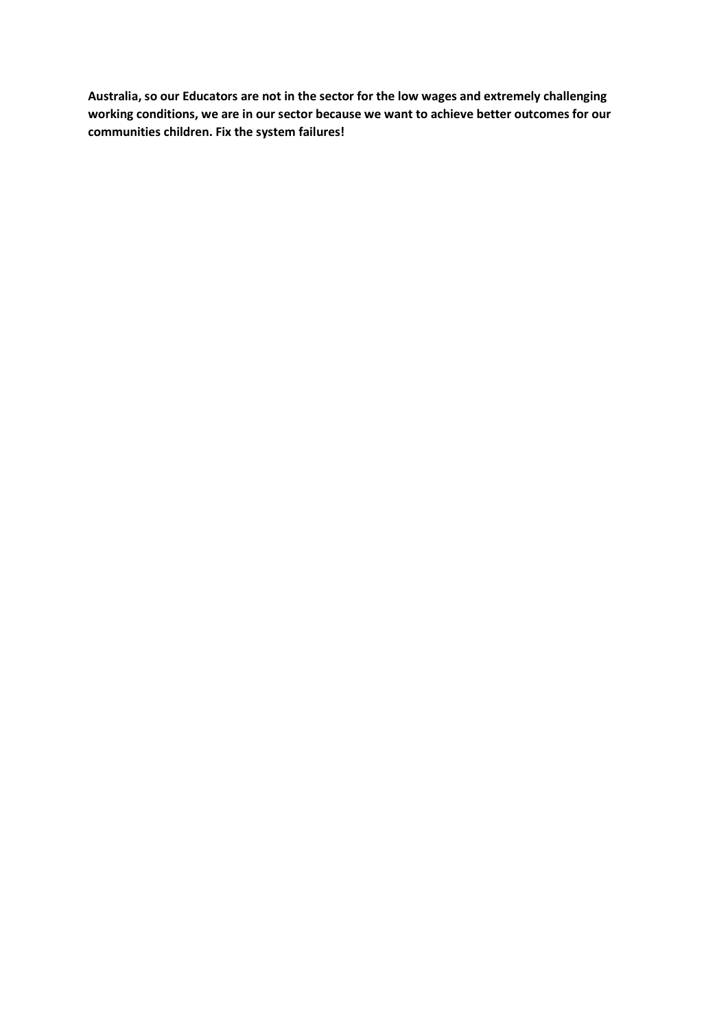**Australia, so our Educators are not in the sector for the low wages and extremely challenging working conditions, we are in our sector because we want to achieve better outcomes for our communities children. Fix the system failures!**